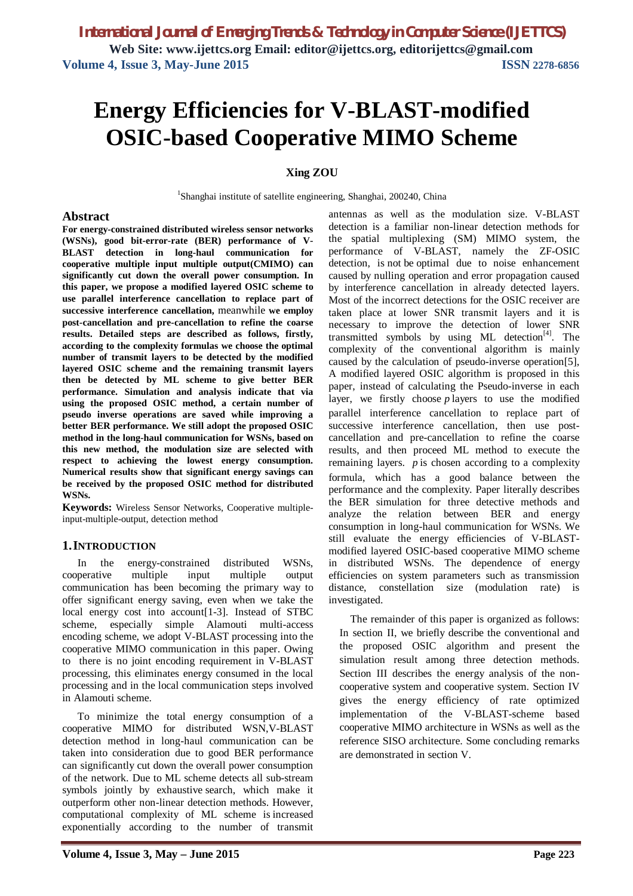# Energy Efficiencies for V-BLAST-modified OSIC-based Cooperative MIMO Scheme

**Xing ZOU**

[1]Shanghai institute of satellite engineering, Shanghai, 200240, China

## Abstract

**For energy-constrained distributed wireless sensor networks (WSNs), good bit-error-rate (BER) performance of V-BLAST detection in long-haul communication for cooperative multiple input multiple output(CMIMO) can significantly cut down the overall power consumption. In this paper, we propose a modified layered OSIC scheme to use parallel interference cancellation to replace part of successive interference cancellation,** meanwhile **we employ post-cancellation and pre-cancellation to refine the coarse results. Detailed steps are described as follows, firstly, according to the complexity formulas we choose the optimal number of transmit layers to be detected by the modified layered OSIC scheme and the remaining transmit layers then be detected by ML scheme to give better BER performance. Simulation and analysis indicate that via using the proposed OSIC method, a certain number of pseudo inverse operations are saved while improving a better BER performance. We still adopt the proposed OSIC method in the long-haul communication for WSNs, based on this new method, the modulation size are selected with respect to achieving the lowest energy consumption. Numerical results show that significant energy savings can be received by the proposed OSIC method for distributed WSNs.**

**Keywords:** Wireless Sensor Networks, Cooperative multiple-input-multiple-output, detection method

## 1. INTRODUCTION

In the energy-constrained distributed WSNs, cooperative multiple input multiple output communication has been becoming the primary way to offer significant energy saving, even when we take the local energy cost into account[1-3]. Instead of STBC scheme, especially simple Alamouti multi-access encoding scheme, we adopt V-BLAST processing into the cooperative MIMO communication in this paper. Owing to there is no joint encoding requirement in V-BLAST processing, this eliminates energy consumed in the local processing and in the local communication steps involved in Alamouti scheme.

To minimize the total energy consumption of a cooperative MIMO for distributed WSN,V-BLAST detection method in long-haul communication can be taken into consideration due to good BER performance can significantly cut down the overall power consumption of the network. Due to ML scheme detects all sub-stream symbols jointly by exhaustive search, which make it outperform other non-linear detection methods. However, computational complexity of ML scheme is increased exponentially according to the number of transmit antennas as well as the modulation size. V-BLAST detection is a familiar non-linear detection methods for the spatial multiplexing (SM) MIMO system, the performance of V-BLAST, namely the ZF-OSIC detection, is not be optimal due to noise enhancement caused by nulling operation and error propagation caused by interference cancellation in already detected layers. Most of the incorrect detections for the OSIC receiver are taken place at lower SNR transmit layers and it is necessary to improve the detection of lower SNR transmitted symbols by using ML detection[4]. The complexity of the conventional algorithm is mainly caused by the calculation of pseudo-inverse operation[5], A modified layered OSIC algorithm is proposed in this paper, instead of calculating the Pseudo-inverse in each layer, we firstly choose $p$ layers to use the modified parallel interference cancellation to replace part of successive interference cancellation, then use post-cancellation and pre-cancellation to refine the coarse results, and then proceed ML method to execute the remaining layers. $p$ is chosen according to a complexity formula, which has a good balance between the performance and the complexity. Paper literally describes the BER simulation for three detective methods and analyze the relation between BER and energy consumption in long-haul communication for WSNs. We still evaluate the energy efficiencies of V-BLAST-modified layered OSIC-based cooperative MIMO scheme in distributed WSNs. The dependence of energy efficiencies on system parameters such as transmission distance, constellation size (modulation rate) is investigated.

The remainder of this paper is organized as follows: In section II, we briefly describe the conventional and the proposed OSIC algorithm and present the simulation result among three detection methods. Section III describes the energy analysis of the non-cooperative system and cooperative system. Section IV gives the energy efficiency of rate optimized implementation of the V-BLAST-scheme based cooperative MIMO architecture in WSNs as well as the reference SISO architecture. Some concluding remarks are demonstrated in section V.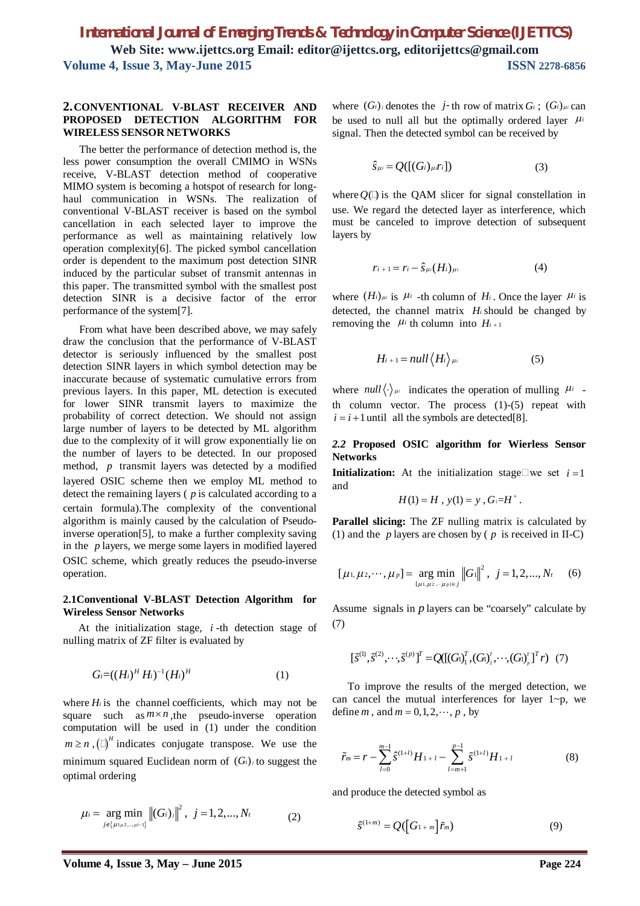## 2. CONVENTIONAL V-BLAST RECEIVER AND PROPOSED DETECTION ALGORITHM FOR WIRELESS SENSOR NETWORKS

The better the performance of detection method is, the less power consumption the overall CMIMO in WSNs receive, V-BLAST detection method of cooperative MIMO system is becoming a hotspot of research for long-haul communication in WSNs. The realization of conventional V-BLAST receiver is based on the symbol cancellation in each selected layer to improve the performance as well as maintaining relatively low operation complexity[6]. The picked symbol cancellation order is dependent to the maximum post detection SINR induced by the particular subset of transmit antennas in this paper. The transmitted symbol with the smallest post detection SINR is a decisive factor of the error performance of the system[7].

From what have been described above, we may safely draw the conclusion that the performance of V-BLAST detector is seriously influenced by the smallest post detection SINR layers in which symbol detection may be inaccurate because of systematic cumulative errors from previous layers. In this paper, ML detection is executed for lower SINR transmit layers to maximize the probability of correct detection. We should not assign large number of layers to be detected by ML algorithm due to the complexity of it will grow exponentially lie on the number of layers to be detected. In our proposed method, $p$ transmit layers was detected by a modified layered OSIC scheme then we employ ML method to detect the remaining layers ( $p$ is calculated according to a certain formula).The complexity of the conventional algorithm is mainly caused by the calculation of Pseudo-inverse operation[5], to make a further complexity saving in the $p$ layers, we merge some layers in modified layered OSIC scheme, which greatly reduces the pseudo-inverse operation.

### 2.1 Conventional V-BLAST Detection Algorithm for Wireless Sensor Networks

At the initialization stage, $i$-th detection stage of nulling matrix of ZF filter is evaluated by

$$G_i = ((H_i)^H H_i)^{-1}(H_i)^H \qquad (1)$$

where $H_i$ is the channel coefficients, which may not be square such as $m \times n$, the pseudo-inverse operation computation will be used in (1) under the condition $m \geq n$, $(\cdot)^H$ indicates conjugate transpose. We use the minimum squared Euclidean norm of $(G_i)_j$ to suggest the optimal ordering

$$\mu_i = \underset{j \notin \{\mu_1, \mu_2, \ldots, \mu_{i-1}\}}{\arg\min} \left\|(G_i)_j\right\|^2, \ j = 1, 2, \ldots, N_t \qquad (2)$$

where $(G_i)_j$ denotes the $j$-th row of matrix $G_i$; $(G_i)_{\mu_i}$ can be used to null all but the optimally ordered layer $\mu_i$ signal. Then the detected symbol can be received by

$$\hat{s}_{\mu_i} = Q([(G_i)_{\mu_i} r_i]) \qquad (3)$$

where $Q(\cdot)$ is the QAM slicer for signal constellation in use. We regard the detected layer as interference, which must be canceled to improve detection of subsequent layers by

$$r_{i+1} = r_i - \hat{s}_{\mu_i}(H_i)_{\mu_i} \qquad (4)$$

where $(H_i)_{\mu_i}$ is $\mu_i$ -th column of $H_i$. Once the layer $\mu_i$ is detected, the channel matrix $H_i$ should be changed by removing the $\mu_i$ th column into $H_{i+1}$

$$H_{i+1} = null\left\langle H_i \right\rangle_{\mu_i} \qquad (5)$$

where $null\langle\cdot\rangle_{\mu_i}$ indicates the operation of mulling $\mu_i$ -th column vector. The process (1)-(5) repeat with $i = i+1$ until all the symbols are detected[8].

### *2.2* Proposed OSIC algorithm for Wierless Sensor Networks

**Initialization:** At the initialization stage, we set $i = 1$ and

$$H(1) = H, \ y(1) = y, \ G_1 = H^+.$$

**Parallel slicing:** The ZF nulling matrix is calculated by (1) and the $p$ layers are chosen by ( $p$ is received in II-C)

$$[\mu_1, \mu_2, \cdots, \mu_p] = \underset{\{\mu_1, \mu_2, \cdots \mu_p\} \in j}{\arg\min} \left\|G_1\right\|^2, \ j = 1, 2, \ldots, N_t \qquad (6)$$

Assume signals in $p$ layers can be "coarsely" calculate by (7)

$$[\tilde{s}^{(1)}, \tilde{s}^{(2)}, \cdots, \tilde{s}^{(p)}]^T = Q([(G_1)_1^T, (G_1)_2^T, \cdots, (G_1)_p^T]^T r) \quad (7)$$

To improve the results of the merged detection, we can cancel the mutual interferences for layer 1~p, we define $m$, and $m = 0, 1, 2, \cdots, p$, by

$$\tilde{r}_m = r - \sum_{l=0}^{m-1} \hat{s}^{(1+l)} H_{1+l} - \sum_{l=m+1}^{p-1} \tilde{s}^{(1+l)} H_{1+l} \qquad (8)$$

and produce the detected symbol as

$$\hat{s}^{(1+m)} = Q(\left[G_{1+m}\right]\tilde{r}_m) \qquad (9)$$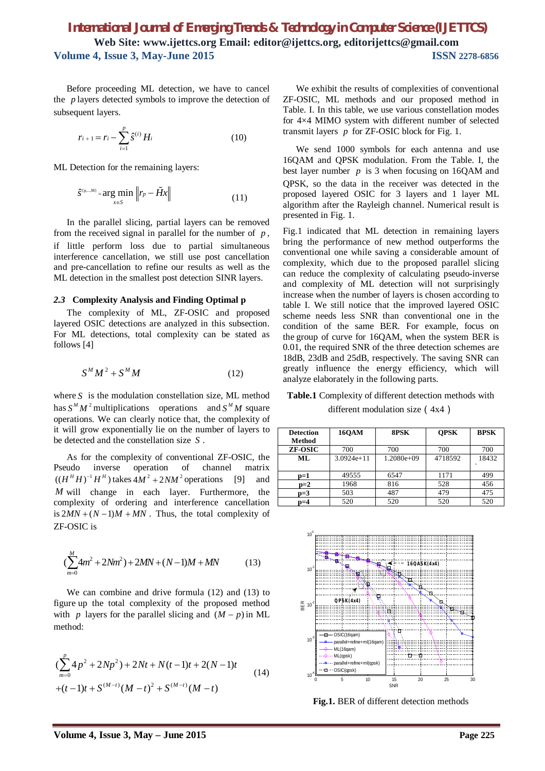Before proceeding ML detection, we have to cancel the $p$ layers detected symbols to improve the detection of subsequent layers.

$$r_{i+1} = r_i - \sum_{i=1}^{p} \hat{s}^{(i)} H_i \tag{10}$$

ML Detection for the remaining layers:

$$\hat{s}^{(p,\ldots,M)} = \arg\min_{x \in S} \left\| r_p - \tilde{H}x \right\| \tag{11}$$

In the parallel slicing, partial layers can be removed from the received signal in parallel for the number of $p$, if little perform loss due to partial simultaneous interference cancellation, we still use post cancellation and pre-cancellation to refine our results as well as the ML detection in the smallest post detection SINR layers.

### *2.3* Complexity Analysis and Finding Optimal p

The complexity of ML, ZF-OSIC and proposed layered OSIC detections are analyzed in this subsection. For ML detections, total complexity can be stated as follows [4]

$$S^M M^2 + S^M M \tag{12}$$

where $S$ is the modulation constellation size, ML method has $S^M M^2$ multiplications operations and $S^M M$ square operations. We can clearly notice that, the complexity of it will grow exponentially lie on the number of layers to be detected and the constellation size $S$.

As for the complexity of conventional ZF-OSIC, the Pseudo inverse operation of channel matrix $((H^H H)^{-1} H^H)$ takes $4M^2 + 2NM^2$ operations [9] and $M$ will change in each layer. Furthermore, the complexity of ordering and interference cancellation is $2MN + (N-1)M + MN$. Thus, the total complexity of ZF-OSIC is

$$\left(\sum_{m=0}^{M} 4m^2 + 2Nm^2\right) + 2MN + (N-1)M + MN \tag{13}$$

We can combine and drive formula (12) and (13) to figure up the total complexity of the proposed method with $p$ layers for the parallel slicing and $(M-p)$ in ML method:

$$\begin{aligned}&\left(\sum_{m=0}^{p} 4p^2 + 2Np^2\right) + 2Nt + N(t-1)t + 2(N-1)t \\ &+ (t-1)t + S^{(M-t)}(M-t)^2 + S^{(M-t)}(M-t)\end{aligned} \tag{14}$$

We exhibit the results of complexities of conventional ZF-OSIC, ML methods and our proposed method in Table. I. In this table, we use various constellation modes for 4×4 MIMO system with different number of selected transmit layers $p$ for ZF-OSIC block for Fig. 1.

We send 1000 symbols for each antenna and use 16QAM and QPSK modulation. From the Table. I, the best layer number $p$ is 3 when focusing on 16QAM and QPSK, so the data in the receiver was detected in the proposed layered OSIC for 3 layers and 1 layer ML algorithm after the Rayleigh channel. Numerical result is presented in Fig. 1.

Fig.1 indicated that ML detection in remaining layers bring the performance of new method outperforms the conventional one while saving a considerable amount of complexity, which due to the proposed parallel slicing can reduce the complexity of calculating pseudo-inverse and complexity of ML detection will not surprisingly increase when the number of layers is chosen according to table I. We still notice that the improved layered OSIC scheme needs less SNR than conventional one in the condition of the same BER. For example, focus on the group of curve for 16QAM, when the system BER is 0.01, the required SNR of the three detection schemes are 18dB, 23dB and 25dB, respectively. The saving SNR can greatly influence the energy efficiency, which will analyze elaborately in the following parts.

**Table.1** Complexity of different detection methods with different modulation size（4x4）

| Detection Method | 16QAM | 8PSK | QPSK | BPSK |
|---|---|---|---|---|
| ZF-OSIC | 700 | 700 | 700 | 700 |
| ML | 3.0924e+11 | 1.2080e+09 | 4718592 | 18432 |
| p=1 | 49555 | 6547 | 1171 | 499 |
| p=2 | 1968 | 816 | 528 | 456 |
| p=3 | 503 | 487 | 479 | 475 |
| p=4 | 520 | 520 | 520 | 520 |

**Fig.1.** BER of different detection methods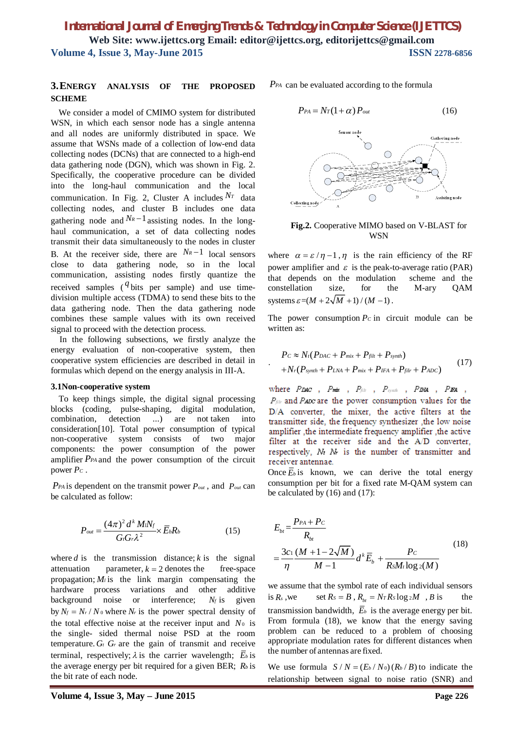## 3. ENERGY ANALYSIS OF THE PROPOSED SCHEME

We consider a model of CMIMO system for distributed WSN, in which each sensor node has a single antenna and all nodes are uniformly distributed in space. We assume that WSNs made of a collection of low-end data collecting nodes (DCNs) that are connected to a high-end data gathering node (DGN), which was shown in Fig. 2. Specifically, the cooperative procedure can be divided into the long-haul communication and the local communication. In Fig. 2, Cluster A includes $N_T$ data collecting nodes, and cluster B includes one data gathering node and $N_R-1$ assisting nodes. In the long-haul communication, a set of data collecting nodes transmit their data simultaneously to the nodes in cluster B. At the receiver side, there are $N_R-1$ local sensors close to data gathering node, so in the local communication, assisting nodes firstly quantize the received samples ($q$ bits per sample) and use time-division multiple access (TDMA) to send these bits to the data gathering node. Then the data gathering node combines these sample values with its own received signal to proceed with the detection process.

In the following subsections, we firstly analyze the energy evaluation of non-cooperative system, then cooperative system efficiencies are described in detail in formulas which depend on the energy analysis in III-A.

### 3.1 Non-cooperative system

To keep things simple, the digital signal processing blocks (coding, pulse-shaping, digital modulation, combination, detection ...) are not taken into consideration[10]. Total power consumption of typical non-cooperative system consists of two major components: the power consumption of the power amplifier $P_{PA}$ and the power consumption of the circuit power $P_C$.

$P_{PA}$ is dependent on the transmit power $P_{out}$, and $P_{out}$ can be calculated as follow:

$$P_{out}=\frac{(4\pi)^2 d^k M_l N_f}{G_t G_r \lambda^2}\times \bar{E}_b R_b \qquad (15)$$

where $d$ is the transmission distance; $k$ is the signal attenuation parameter, $k=2$ denotes the free-space propagation; $M_l$ is the link margin compensating the hardware process variations and other additive background noise or interference; $N_f$ is given by $N_f = N_r / N_0$ where $N_r$ is the power spectral density of the total effective noise at the receiver input and $N_0$ is the single- sided thermal noise PSD at the room temperature. $G_t$ $G_r$ are the gain of transmit and receive terminal, respectively; $\lambda$ is the carrier wavelength; $\bar{E}_b$ is the average energy per bit required for a given BER; $R_b$ is the bit rate of each node.

$P_{PA}$ can be evaluated according to the formula

$$P_{PA}=N_T(1+\alpha)P_{out} \qquad (16)$$

**Fig.2.** Cooperative MIMO based on V-BLAST for WSN

where $\alpha=\varepsilon/\eta-1$, $\eta$ is the rain efficiency of the RF power amplifier and $\varepsilon$ is the peak-to-average ratio (PAR) that depends on the modulation scheme and the constellation size, for the M-ary QAM systems $\varepsilon=(M+2\sqrt{M}+1)/(M-1)$.

The power consumption $P_C$ in circuit module can be written as:

$$\begin{aligned} P_C \approx\ & N_t(P_{DAC}+P_{mix}+P_{filt}+P_{synth}) \\ & +N_r(P_{synth}+P_{LNA}+P_{mix}+P_{IFA}+P_{filr}+P_{ADC}) \end{aligned} \qquad (17)$$

where $P_{DAC}$, $P_{mix}$, $P_{filt}$, $P_{synth}$, $P_{LNA}$, $P_{IFA}$, $P_{filr}$ and $P_{ADC}$ are the power consumption values for the D/A converter, the mixer, the active filters at the transmitter side, the frequency synthesizer ,the low noise amplifier ,the intermediate frequency amplifier ,the active filter at the receiver side and the A/D converter, respectively, $N_t$ $N_r$ is the number of transmitter and receiver antennae.

Once $\bar{E}_b$ is known, we can derive the total energy consumption per bit for a fixed rate M-QAM system can be calculated by (16) and (17):

$$\begin{aligned} E_{bt} &= \frac{P_{PA}+P_C}{R_{bt}} \\ &= \frac{3c_1}{\eta}\frac{(M+1-2\sqrt{M})}{M-1}d^k\bar{E}_b+\frac{P_C}{R_S M_t \log_2(M)} \end{aligned} \qquad (18)$$

we assume that the symbol rate of each individual sensors is $R_s$ ,we set $R_S=B$, $R_{bt}=N_T R_S \log_2 M$, $B$ is the transmission bandwidth, $\bar{E}_b$ is the average energy per bit. From formula (18), we know that the energy saving problem can be reduced to a problem of choosing appropriate modulation rates for different distances when the number of antennas are fixed.

We use formula $S/N=(E_b/N_0)(R_b/B)$ to indicate the relationship between signal to noise ratio (SNR) and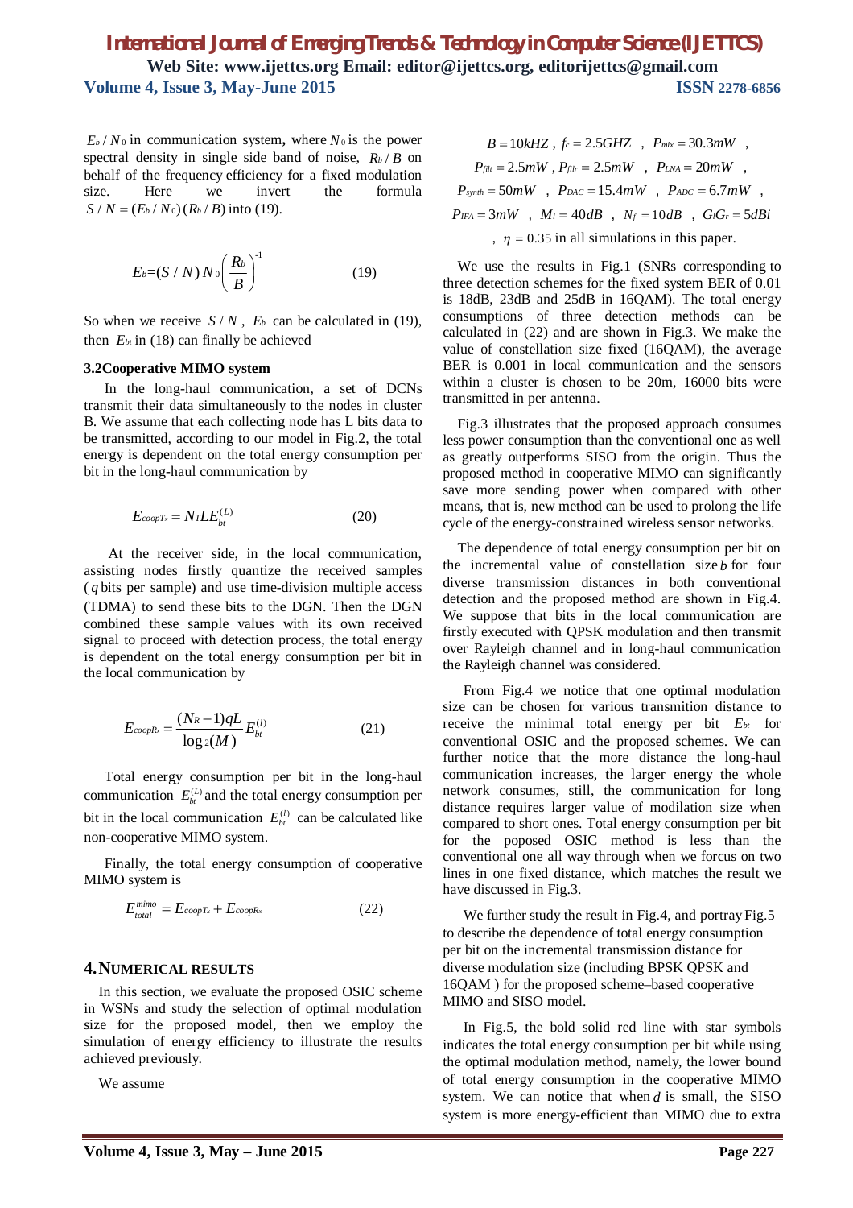$E_b / N_0$ in communication system**,** where $N_0$ is the power spectral density in single side band of noise, $R_b / B$ on behalf of the frequency efficiency for a fixed modulation size. Here we invert the formula $S / N = (E_b / N_0)(R_b / B)$ into (19).

$$E_b = (S / N) N_0 \left( \frac{R_b}{B} \right)^{-1} \quad (19)$$

So when we receive $S / N$, $E_b$ can be calculated in (19), then $E_{bt}$ in (18) can finally be achieved

### 3.2Cooperative MIMO system

In the long-haul communication, a set of DCNs transmit their data simultaneously to the nodes in cluster B. We assume that each collecting node has L bits data to be transmitted, according to our model in Fig.2, the total energy is dependent on the total energy consumption per bit in the long-haul communication by

$$E_{coopT_x} = N_T L E_{bt}^{(L)} \quad (20)$$

At the receiver side, in the local communication, assisting nodes firstly quantize the received samples ($q$ bits per sample) and use time-division multiple access (TDMA) to send these bits to the DGN. Then the DGN combined these sample values with its own received signal to proceed with detection process, the total energy is dependent on the total energy consumption per bit in the local communication by

$$E_{coopR_x} = \frac{(N_R - 1) q L}{\log_2(M)} E_{bt}^{(l)} \quad (21)$$

Total energy consumption per bit in the long-haul communication $E_{bt}^{(L)}$ and the total energy consumption per bit in the local communication $E_{bt}^{(l)}$ can be calculated like non-cooperative MIMO system.

Finally, the total energy consumption of cooperative MIMO system is

$$E_{total}^{mimo} = E_{coopT_x} + E_{coopR_x} \quad (22)$$

## 4.NUMERICAL RESULTS

In this section, we evaluate the proposed OSIC scheme in WSNs and study the selection of optimal modulation size for the proposed model, then we employ the simulation of energy efficiency to illustrate the results achieved previously.

We assume

$$B = 10kHZ,\ f_c = 2.5GHZ,\ P_{mix} = 30.3mW,\ P_{filt} = 2.5mW,\ P_{filr} = 2.5mW,\ P_{LNA} = 20mW,\ P_{synth} = 50mW,\ P_{DAC} = 15.4mW,\ P_{ADC} = 6.7mW,\ P_{IFA} = 3mW,\ M_l = 40dB,\ N_f = 10dB,\ G_t G_r = 5dBi,\ \eta = 0.35$$

in all simulations in this paper.

We use the results in Fig.1 (SNRs corresponding to three detection schemes for the fixed system BER of 0.01 is 18dB, 23dB and 25dB in 16QAM). The total energy consumptions of three detection methods can be calculated in (22) and are shown in Fig.3. We make the value of constellation size fixed (16QAM), the average BER is 0.001 in local communication and the sensors within a cluster is chosen to be 20m, 16000 bits were transmitted in per antenna.

Fig.3 illustrates that the proposed approach consumes less power consumption than the conventional one as well as greatly outperforms SISO from the origin. Thus the proposed method in cooperative MIMO can significantly save more sending power when compared with other means, that is, new method can be used to prolong the life cycle of the energy-constrained wireless sensor networks.

The dependence of total energy consumption per bit on the incremental value of constellation size $b$ for four diverse transmission distances in both conventional detection and the proposed method are shown in Fig.4. We suppose that bits in the local communication are firstly executed with QPSK modulation and then transmit over Rayleigh channel and in long-haul communication the Rayleigh channel was considered.

From Fig.4 we notice that one optimal modulation size can be chosen for various transmition distance to receive the minimal total energy per bit $E_{bt}$ for conventional OSIC and the proposed schemes. We can further notice that the more distance the long-haul communication increases, the larger energy the whole network consumes, still, the communication for long distance requires larger value of modilation size when compared to short ones. Total energy consumption per bit for the poposed OSIC method is less than the conventional one all way through when we forcus on two lines in one fixed distance, which matches the result we have discussed in Fig.3.

We further study the result in Fig.4, and portray Fig.5 to describe the dependence of total energy consumption per bit on the incremental transmission distance for diverse modulation size (including BPSK QPSK and 16QAM ) for the proposed scheme–based cooperative MIMO and SISO model.

In Fig.5, the bold solid red line with star symbols indicates the total energy consumption per bit while using the optimal modulation method, namely, the lower bound of total energy consumption in the cooperative MIMO system. We can notice that when $d$ is small, the SISO system is more energy-efficient than MIMO due to extra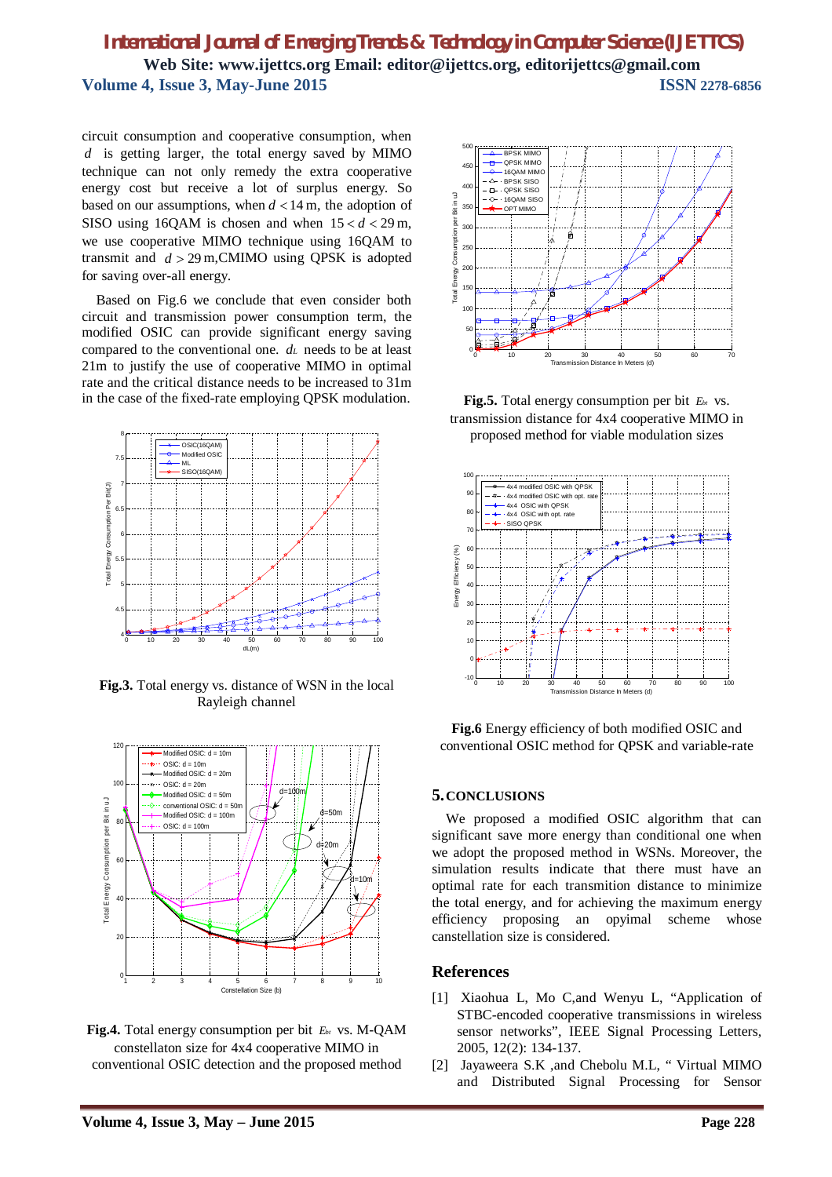circuit consumption and cooperative consumption, when $d$ is getting larger, the total energy saved by MIMO technique can not only remedy the extra cooperative energy cost but receive a lot of surplus energy. So based on our assumptions, when $d < 14$ m, the adoption of SISO using 16QAM is chosen and when $15 < d < 29$ m, we use cooperative MIMO technique using 16QAM to transmit and $d > 29$ m,CMIMO using QPSK is adopted for saving over-all energy.

Based on Fig.6 we conclude that even consider both circuit and transmission power consumption term, the modified OSIC can provide significant energy saving compared to the conventional one. $d_L$ needs to be at least 21m to justify the use of cooperative MIMO in optimal rate and the critical distance needs to be increased to 31m in the case of the fixed-rate employing QPSK modulation.

**Fig.3.** Total energy vs. distance of WSN in the local Rayleigh channel

**Fig.4.** Total energy consumption per bit $E_{bt}$ vs. M-QAM constellaton size for 4x4 cooperative MIMO in conventional OSIC detection and the proposed method

**Fig.5.** Total energy consumption per bit $E_{bt}$ vs. transmission distance for 4x4 cooperative MIMO in proposed method for viable modulation sizes

**Fig.6** Energy efficiency of both modified OSIC and conventional OSIC method for QPSK and variable-rate

## 5. CONCLUSIONS

We proposed a modified OSIC algorithm that can significant save more energy than conditional one when we adopt the proposed method in WSNs. Moreover, the simulation results indicate that there must have an optimal rate for each transmition distance to minimize the total energy, and for achieving the maximum energy efficiency proposing an opyimal scheme whose canstellation size is considered.

## References

[1] Xiaohua L, Mo C,and Wenyu L, "Application of STBC-encoded cooperative transmissions in wireless sensor networks", IEEE Signal Processing Letters, 2005, 12(2): 134-137.

[2] Jayaweera S.K ,and Chebolu M.L, " Virtual MIMO and Distributed Signal Processing for Sensor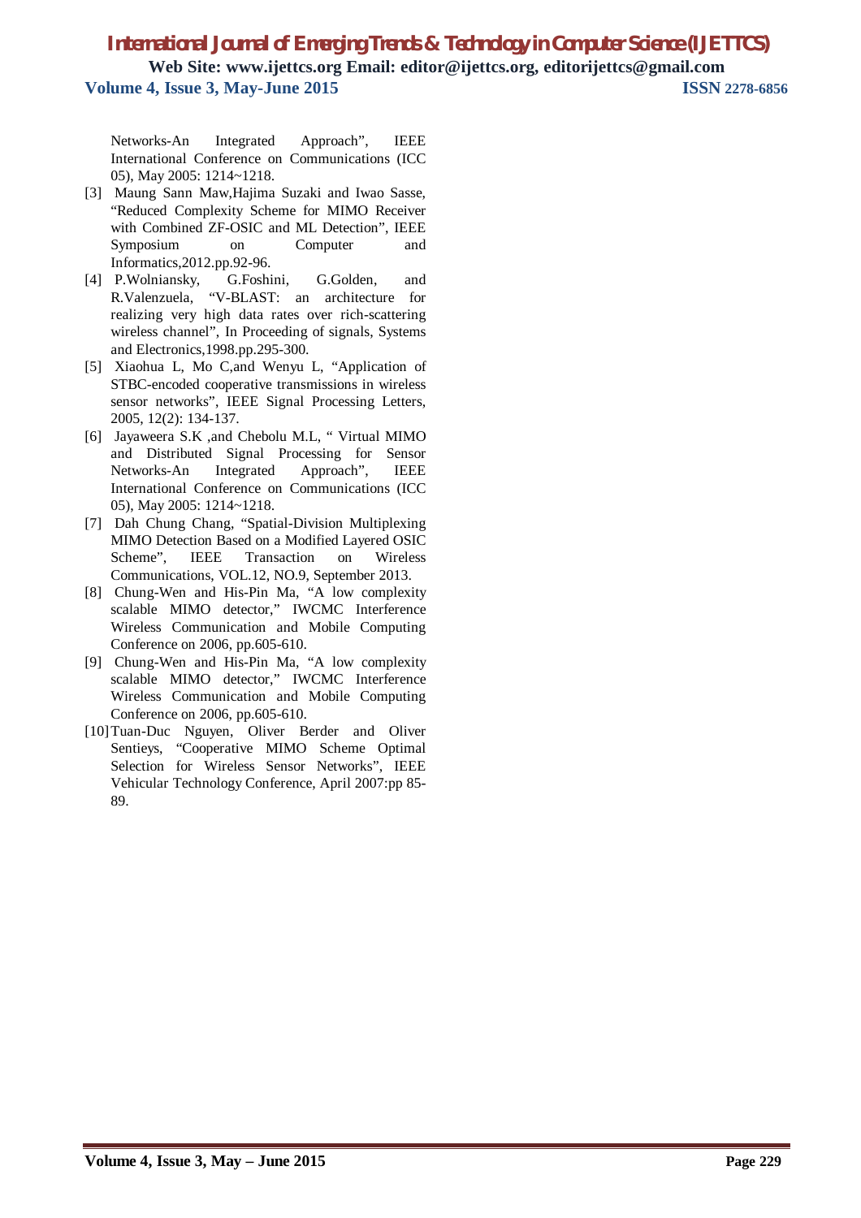Networks-An Integrated Approach", IEEE International Conference on Communications (ICC 05), May 2005: 1214~1218.

[3] Maung Sann Maw,Hajima Suzaki and Iwao Sasse, "Reduced Complexity Scheme for MIMO Receiver with Combined ZF-OSIC and ML Detection", IEEE Symposium on Computer and Informatics,2012.pp.92-96.

[4] P.Wolniansky, G.Foshini, G.Golden, and R.Valenzuela, "V-BLAST: an architecture for realizing very high data rates over rich-scattering wireless channel", In Proceeding of signals, Systems and Electronics,1998.pp.295-300.

[5] Xiaohua L, Mo C,and Wenyu L, "Application of STBC-encoded cooperative transmissions in wireless sensor networks", IEEE Signal Processing Letters, 2005, 12(2): 134-137.

[6] Jayaweera S.K ,and Chebolu M.L, " Virtual MIMO and Distributed Signal Processing for Sensor Networks-An Integrated Approach", IEEE International Conference on Communications (ICC 05), May 2005: 1214~1218.

[7] Dah Chung Chang, "Spatial-Division Multiplexing MIMO Detection Based on a Modified Layered OSIC Scheme", IEEE Transaction on Wireless Communications, VOL.12, NO.9, September 2013.

[8] Chung-Wen and His-Pin Ma, "A low complexity scalable MIMO detector," IWCMC Interference Wireless Communication and Mobile Computing Conference on 2006, pp.605-610.

[9] Chung-Wen and His-Pin Ma, "A low complexity scalable MIMO detector," IWCMC Interference Wireless Communication and Mobile Computing Conference on 2006, pp.605-610.

[10] Tuan-Duc Nguyen, Oliver Berder and Oliver Sentieys, "Cooperative MIMO Scheme Optimal Selection for Wireless Sensor Networks", IEEE Vehicular Technology Conference, April 2007:pp 85-89.